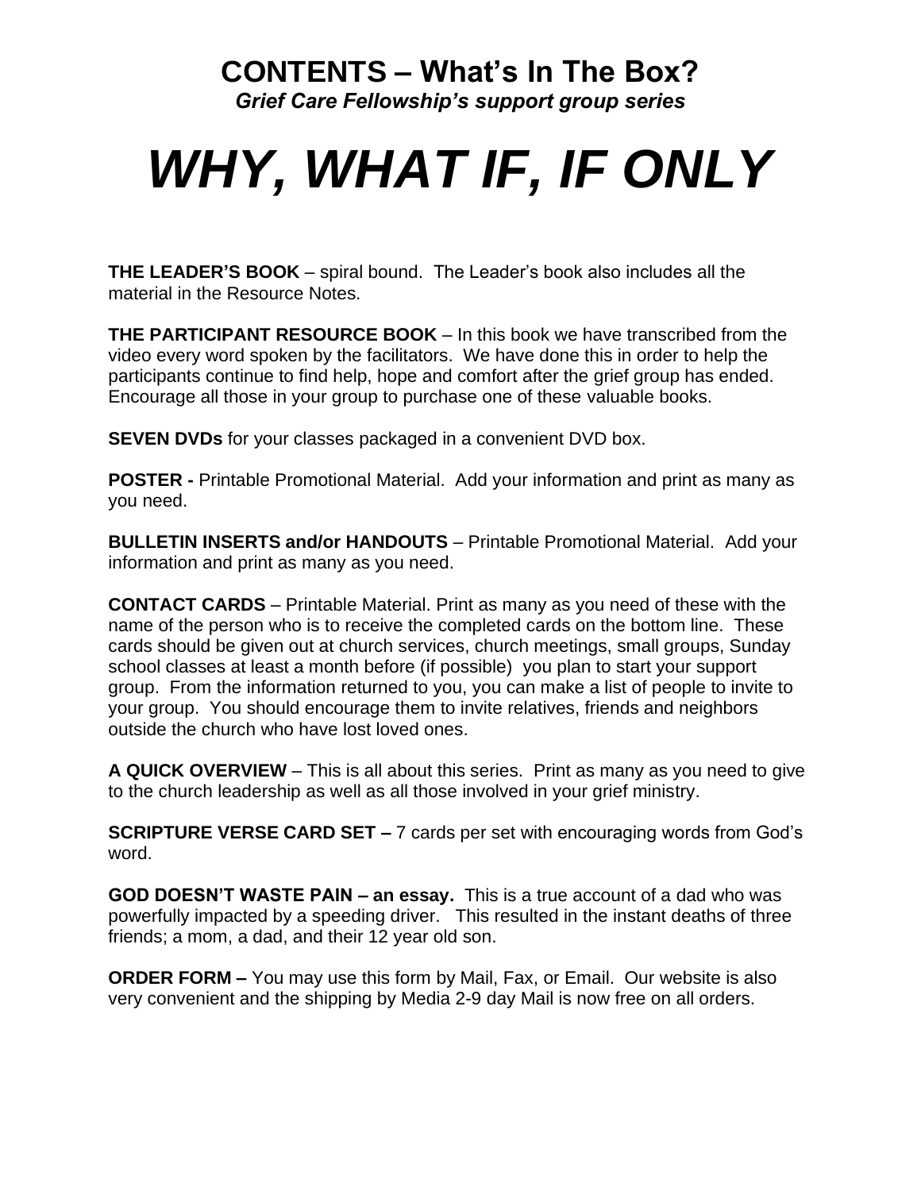# CONTENTS – What's In The Box?

*Grief Care Fellowship's support group series*

# *WHY, WHAT IF, IF ONLY*

**THE LEADER'S BOOK** – spiral bound. The Leader's book also includes all the material in the Resource Notes.

**THE PARTICIPANT RESOURCE BOOK** – In this book we have transcribed from the video every word spoken by the facilitators. We have done this in order to help the participants continue to find help, hope and comfort after the grief group has ended. Encourage all those in your group to purchase one of these valuable books.

**SEVEN DVDs** for your classes packaged in a convenient DVD box.

**POSTER -** Printable Promotional Material. Add your information and print as many as you need.

**BULLETIN INSERTS and/or HANDOUTS** – Printable Promotional Material. Add your information and print as many as you need.

**CONTACT CARDS** – Printable Material. Print as many as you need of these with the name of the person who is to receive the completed cards on the bottom line. These cards should be given out at church services, church meetings, small groups, Sunday school classes at least a month before (if possible) you plan to start your support group. From the information returned to you, you can make a list of people to invite to your group. You should encourage them to invite relatives, friends and neighbors outside the church who have lost loved ones.

**A QUICK OVERVIEW** – This is all about this series. Print as many as you need to give to the church leadership as well as all those involved in your grief ministry.

**SCRIPTURE VERSE CARD SET –** 7 cards per set with encouraging words from God's word.

**GOD DOESN'T WASTE PAIN – an essay.** This is a true account of a dad who was powerfully impacted by a speeding driver. This resulted in the instant deaths of three friends; a mom, a dad, and their 12 year old son.

**ORDER FORM –** You may use this form by Mail, Fax, or Email. Our website is also very convenient and the shipping by Media 2-9 day Mail is now free on all orders.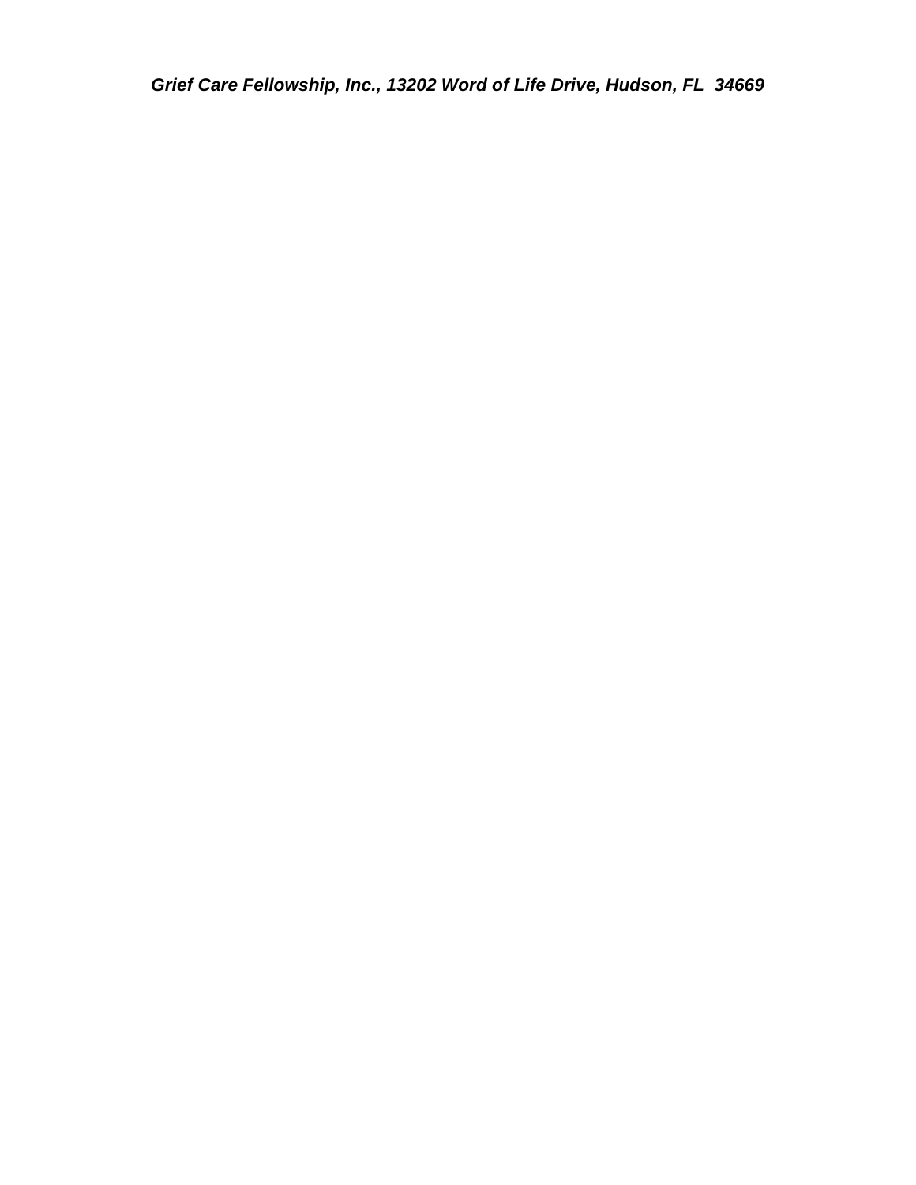***Grief Care Fellowship, Inc., 13202 Word of Life Drive, Hudson, FL 34669***